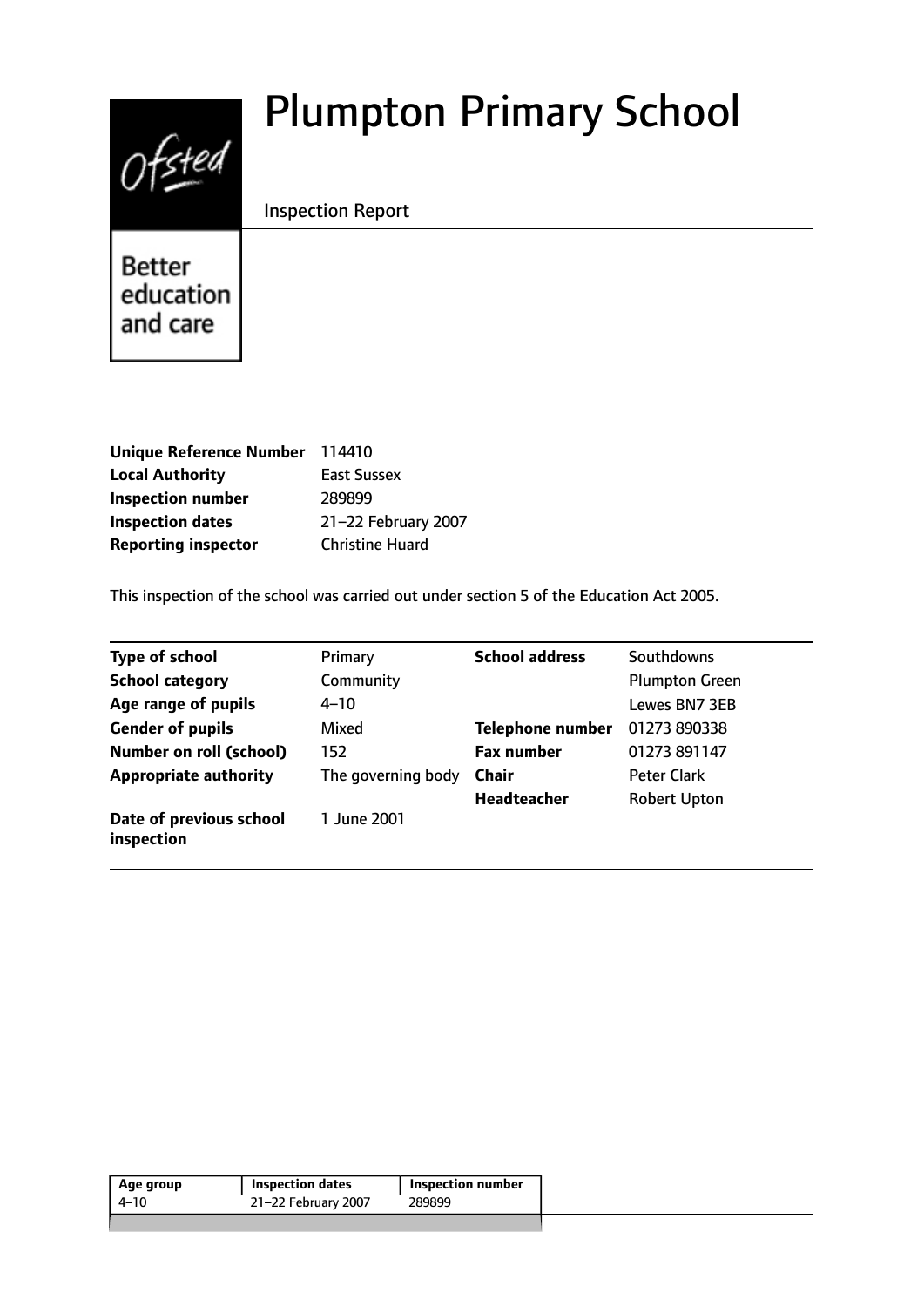# Plumpton Primary School

Inspection Report

Better education and care

| | |
|---|---|
| **Unique Reference Number** | 114410 |
| **Local Authority** | East Sussex |
| **Inspection number** | 289899 |
| **Inspection dates** | 21–22 February 2007 |
| **Reporting inspector** | Christine Huard |

This inspection of the school was carried out under section 5 of the Education Act 2005.

| | | | |
|---|---|---|---|
| **Type of school** | Primary | **School address** | Southdowns |
| **School category** | Community | | Plumpton Green |
| **Age range of pupils** | 4–10 | | Lewes BN7 3EB |
| **Gender of pupils** | Mixed | **Telephone number** | 01273 890338 |
| **Number on roll (school)** | 152 | **Fax number** | 01273 891147 |
| **Appropriate authority** | The governing body | **Chair** | Peter Clark |
| | | **Headteacher** | Robert Upton |
| **Date of previous school inspection** | 1 June 2001 | | |

| Age group | Inspection dates | Inspection number |
|---|---|---|
| 4–10 | 21–22 February 2007 | 289899 |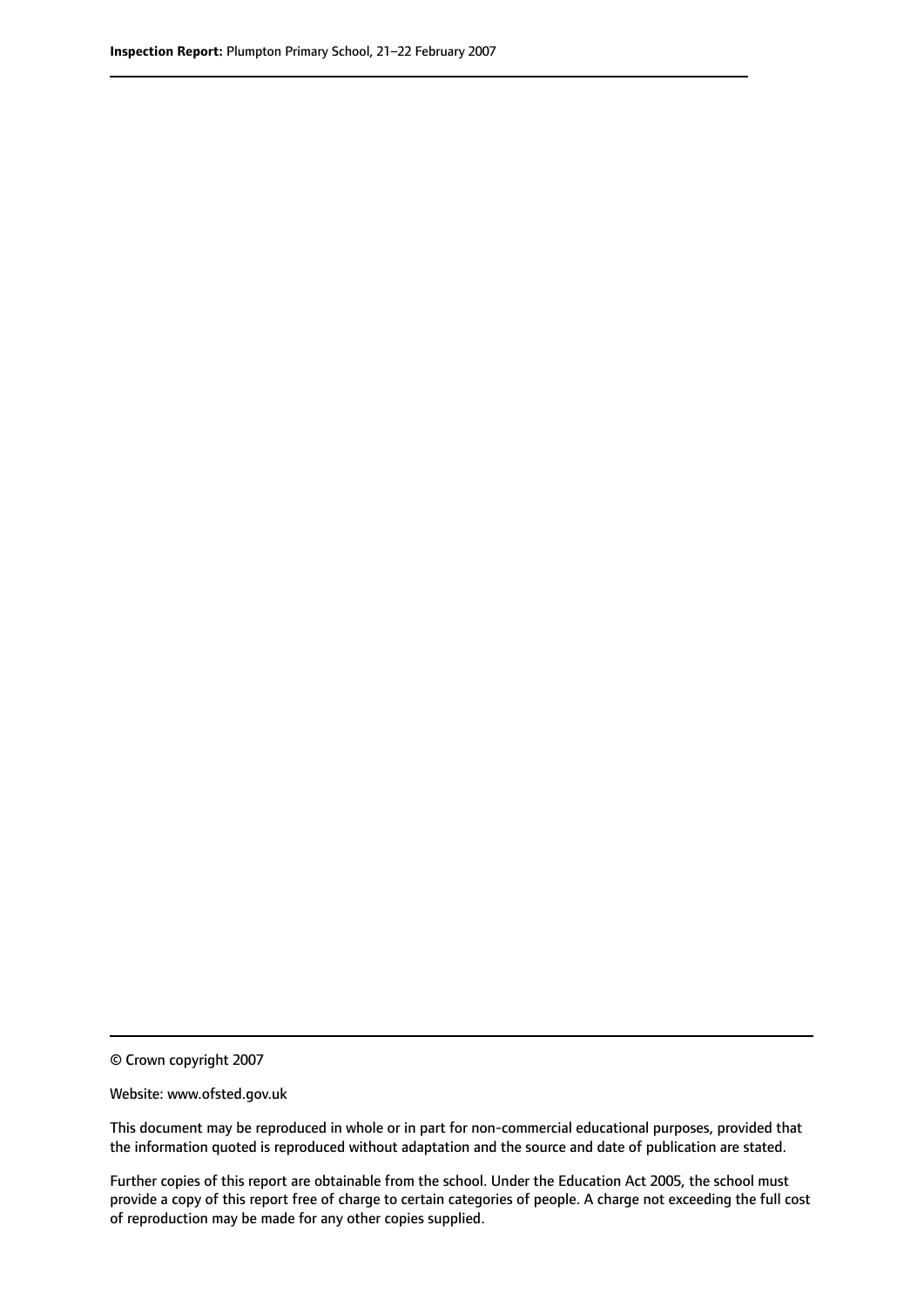© Crown copyright 2007

Website: www.ofsted.gov.uk

This document may be reproduced in whole or in part for non-commercial educational purposes, provided that the information quoted is reproduced without adaptation and the source and date of publication are stated.

Further copies of this report are obtainable from the school. Under the Education Act 2005, the school must provide a copy of this report free of charge to certain categories of people. A charge not exceeding the full cost of reproduction may be made for any other copies supplied.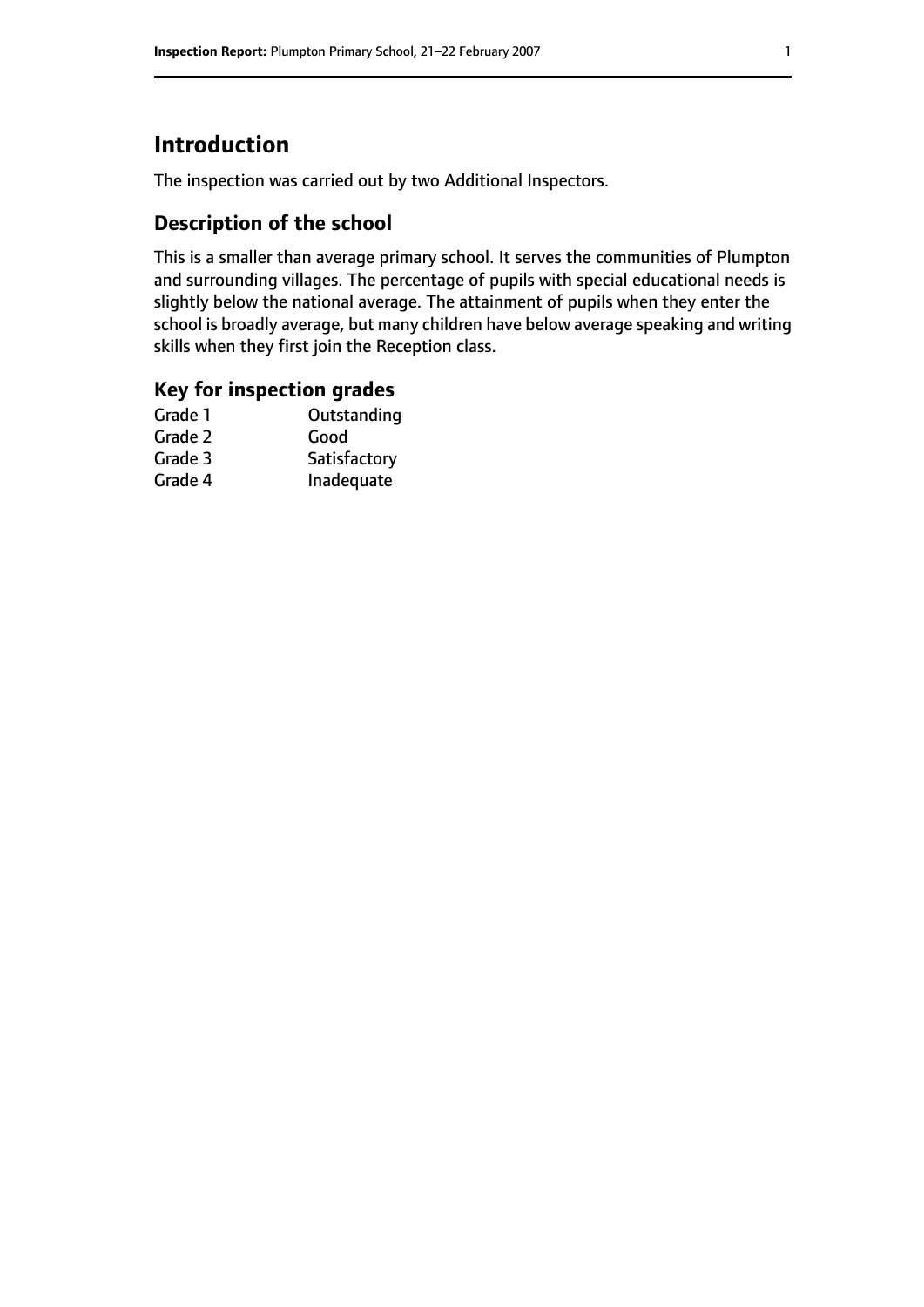# Introduction

The inspection was carried out by two Additional Inspectors.

## Description of the school

This is a smaller than average primary school. It serves the communities of Plumpton and surrounding villages. The percentage of pupils with special educational needs is slightly below the national average. The attainment of pupils when they enter the school is broadly average, but many children have below average speaking and writing skills when they first join the Reception class.

## Key for inspection grades

| | |
|---|---|
| Grade 1 | Outstanding |
| Grade 2 | Good |
| Grade 3 | Satisfactory |
| Grade 4 | Inadequate |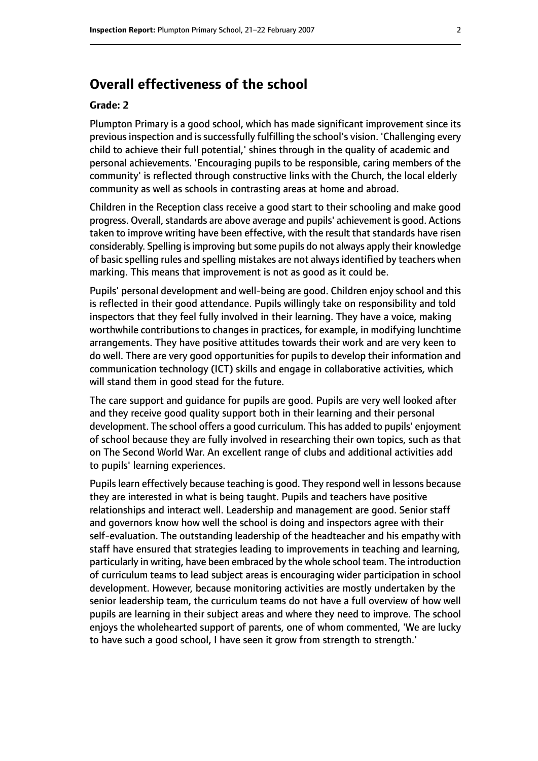## Overall effectiveness of the school

**Grade: 2**

Plumpton Primary is a good school, which has made significant improvement since its previous inspection and is successfully fulfilling the school's vision. 'Challenging every child to achieve their full potential,' shines through in the quality of academic and personal achievements. 'Encouraging pupils to be responsible, caring members of the community' is reflected through constructive links with the Church, the local elderly community as well as schools in contrasting areas at home and abroad.

Children in the Reception class receive a good start to their schooling and make good progress. Overall, standards are above average and pupils' achievement is good. Actions taken to improve writing have been effective, with the result that standards have risen considerably. Spelling is improving but some pupils do not always apply their knowledge of basic spelling rules and spelling mistakes are not always identified by teachers when marking. This means that improvement is not as good as it could be.

Pupils' personal development and well-being are good. Children enjoy school and this is reflected in their good attendance. Pupils willingly take on responsibility and told inspectors that they feel fully involved in their learning. They have a voice, making worthwhile contributions to changes in practices, for example, in modifying lunchtime arrangements. They have positive attitudes towards their work and are very keen to do well. There are very good opportunities for pupils to develop their information and communication technology (ICT) skills and engage in collaborative activities, which will stand them in good stead for the future.

The care support and guidance for pupils are good. Pupils are very well looked after and they receive good quality support both in their learning and their personal development. The school offers a good curriculum. This has added to pupils' enjoyment of school because they are fully involved in researching their own topics, such as that on The Second World War. An excellent range of clubs and additional activities add to pupils' learning experiences.

Pupils learn effectively because teaching is good. They respond well in lessons because they are interested in what is being taught. Pupils and teachers have positive relationships and interact well. Leadership and management are good. Senior staff and governors know how well the school is doing and inspectors agree with their self-evaluation. The outstanding leadership of the headteacher and his empathy with staff have ensured that strategies leading to improvements in teaching and learning, particularly in writing, have been embraced by the whole school team. The introduction of curriculum teams to lead subject areas is encouraging wider participation in school development. However, because monitoring activities are mostly undertaken by the senior leadership team, the curriculum teams do not have a full overview of how well pupils are learning in their subject areas and where they need to improve. The school enjoys the wholehearted support of parents, one of whom commented, 'We are lucky to have such a good school, I have seen it grow from strength to strength.'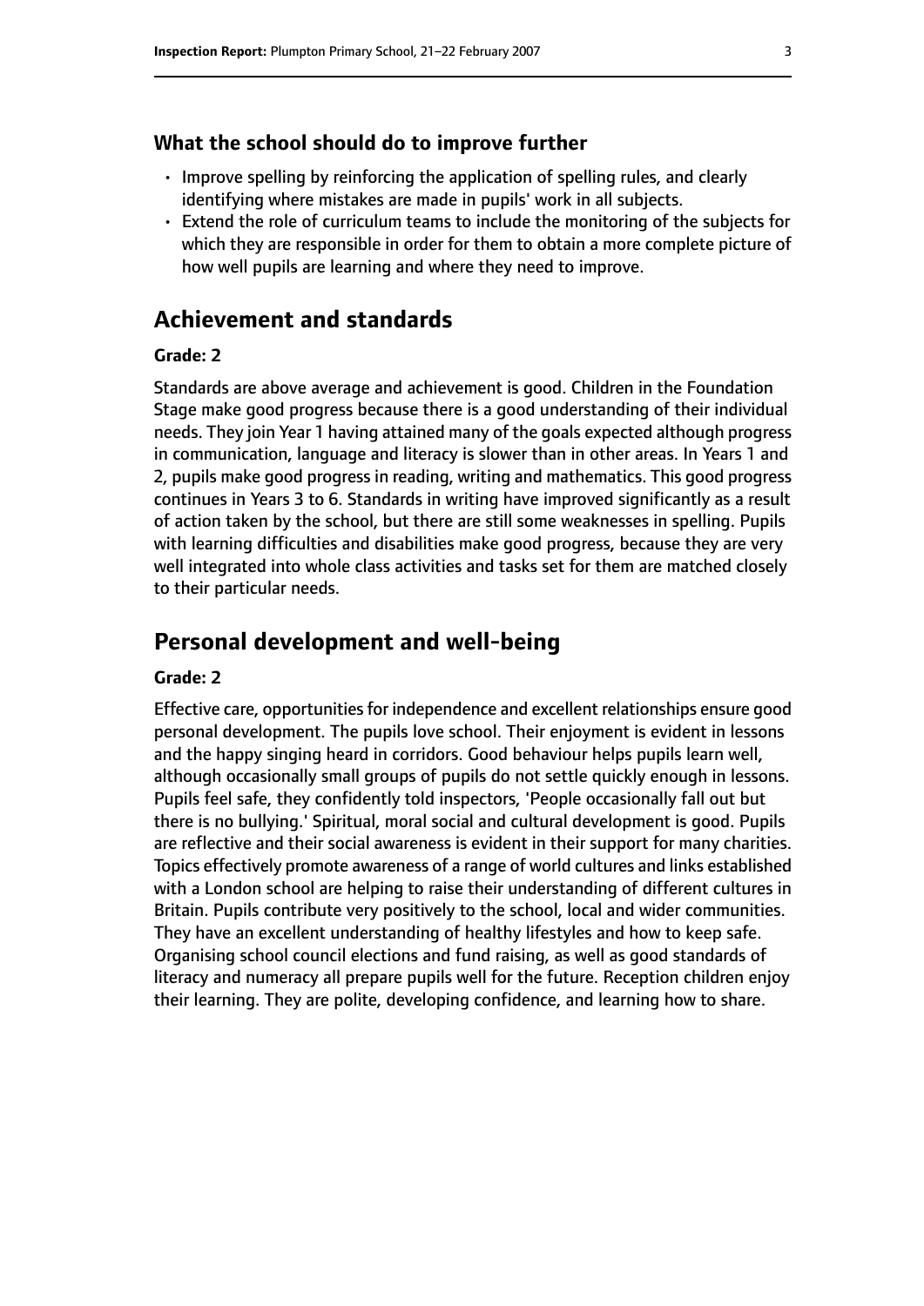### What the school should do to improve further

- Improve spelling by reinforcing the application of spelling rules, and clearly identifying where mistakes are made in pupils' work in all subjects.
- Extend the role of curriculum teams to include the monitoring of the subjects for which they are responsible in order for them to obtain a more complete picture of how well pupils are learning and where they need to improve.

## Achievement and standards

#### Grade: 2

Standards are above average and achievement is good. Children in the Foundation Stage make good progress because there is a good understanding of their individual needs. They join Year 1 having attained many of the goals expected although progress in communication, language and literacy is slower than in other areas. In Years 1 and 2, pupils make good progress in reading, writing and mathematics. This good progress continues in Years 3 to 6. Standards in writing have improved significantly as a result of action taken by the school, but there are still some weaknesses in spelling. Pupils with learning difficulties and disabilities make good progress, because they are very well integrated into whole class activities and tasks set for them are matched closely to their particular needs.

## Personal development and well-being

#### Grade: 2

Effective care, opportunities for independence and excellent relationships ensure good personal development. The pupils love school. Their enjoyment is evident in lessons and the happy singing heard in corridors. Good behaviour helps pupils learn well, although occasionally small groups of pupils do not settle quickly enough in lessons. Pupils feel safe, they confidently told inspectors, 'People occasionally fall out but there is no bullying.' Spiritual, moral social and cultural development is good. Pupils are reflective and their social awareness is evident in their support for many charities. Topics effectively promote awareness of a range of world cultures and links established with a London school are helping to raise their understanding of different cultures in Britain. Pupils contribute very positively to the school, local and wider communities. They have an excellent understanding of healthy lifestyles and how to keep safe. Organising school council elections and fund raising, as well as good standards of literacy and numeracy all prepare pupils well for the future. Reception children enjoy their learning. They are polite, developing confidence, and learning how to share.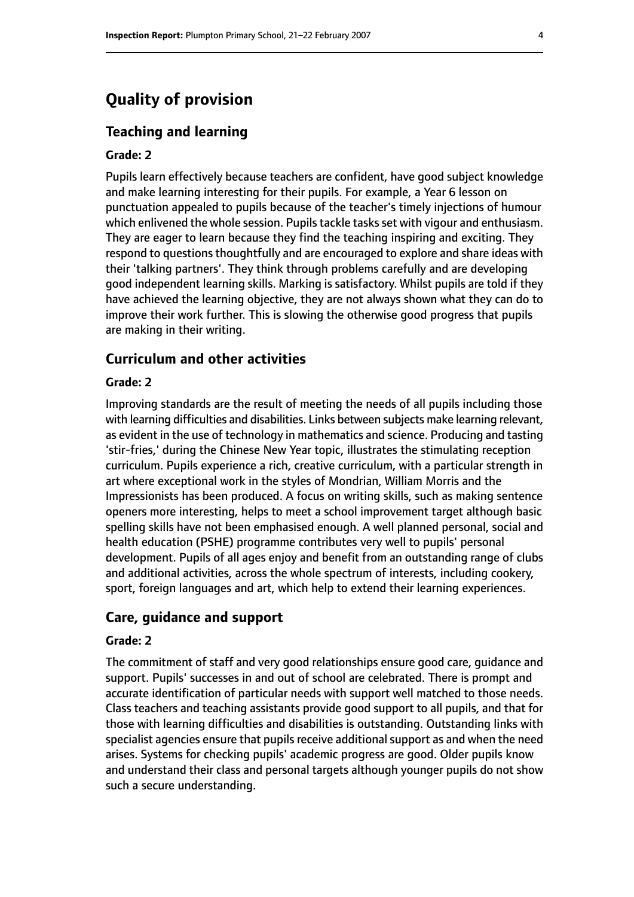# Quality of provision

## Teaching and learning

#### Grade: 2

Pupils learn effectively because teachers are confident, have good subject knowledge and make learning interesting for their pupils. For example, a Year 6 lesson on punctuation appealed to pupils because of the teacher's timely injections of humour which enlivened the whole session. Pupils tackle tasks set with vigour and enthusiasm. They are eager to learn because they find the teaching inspiring and exciting. They respond to questions thoughtfully and are encouraged to explore and share ideas with their 'talking partners'. They think through problems carefully and are developing good independent learning skills. Marking is satisfactory. Whilst pupils are told if they have achieved the learning objective, they are not always shown what they can do to improve their work further. This is slowing the otherwise good progress that pupils are making in their writing.

## Curriculum and other activities

#### Grade: 2

Improving standards are the result of meeting the needs of all pupils including those with learning difficulties and disabilities. Links between subjects make learning relevant, as evident in the use of technology in mathematics and science. Producing and tasting 'stir-fries,' during the Chinese New Year topic, illustrates the stimulating reception curriculum. Pupils experience a rich, creative curriculum, with a particular strength in art where exceptional work in the styles of Mondrian, William Morris and the Impressionists has been produced. A focus on writing skills, such as making sentence openers more interesting, helps to meet a school improvement target although basic spelling skills have not been emphasised enough. A well planned personal, social and health education (PSHE) programme contributes very well to pupils' personal development. Pupils of all ages enjoy and benefit from an outstanding range of clubs and additional activities, across the whole spectrum of interests, including cookery, sport, foreign languages and art, which help to extend their learning experiences.

## Care, guidance and support

#### Grade: 2

The commitment of staff and very good relationships ensure good care, guidance and support. Pupils' successes in and out of school are celebrated. There is prompt and accurate identification of particular needs with support well matched to those needs. Class teachers and teaching assistants provide good support to all pupils, and that for those with learning difficulties and disabilities is outstanding. Outstanding links with specialist agencies ensure that pupils receive additional support as and when the need arises. Systems for checking pupils' academic progress are good. Older pupils know and understand their class and personal targets although younger pupils do not show such a secure understanding.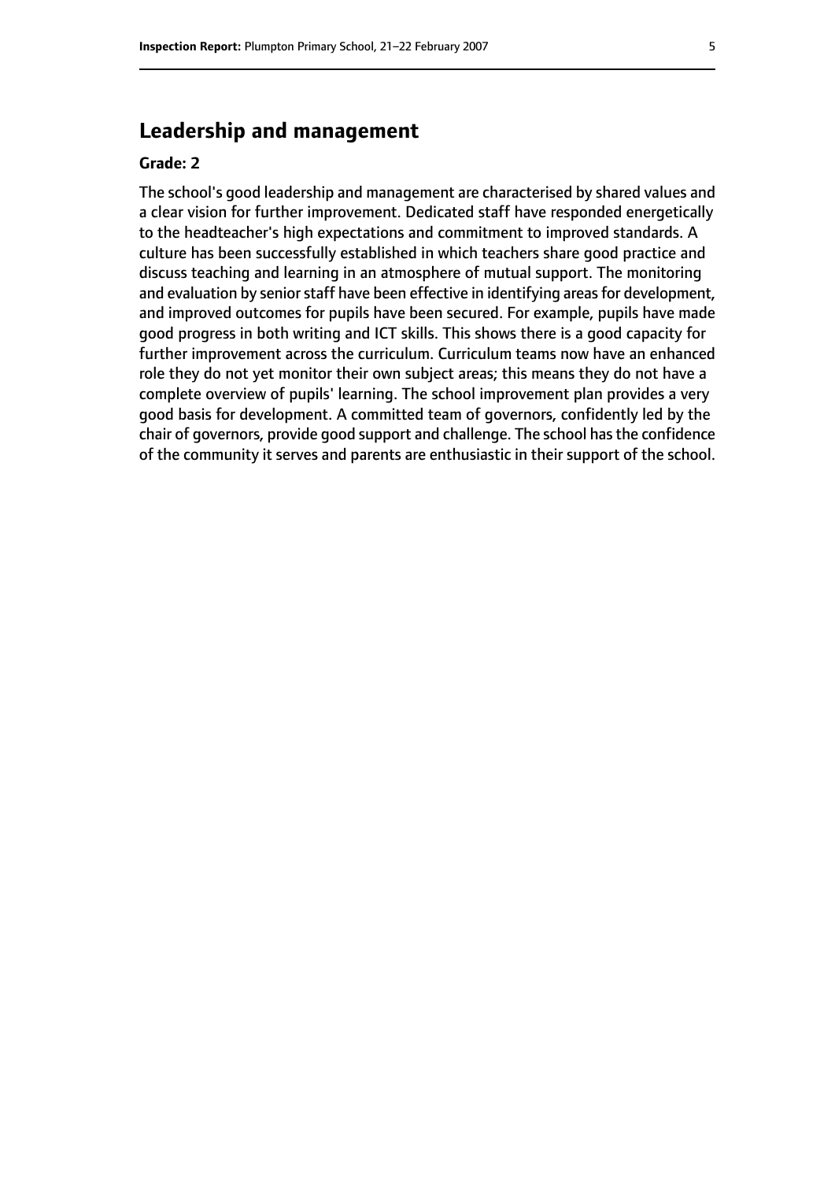## Leadership and management

**Grade: 2**

The school's good leadership and management are characterised by shared values and a clear vision for further improvement. Dedicated staff have responded energetically to the headteacher's high expectations and commitment to improved standards. A culture has been successfully established in which teachers share good practice and discuss teaching and learning in an atmosphere of mutual support. The monitoring and evaluation by senior staff have been effective in identifying areas for development, and improved outcomes for pupils have been secured. For example, pupils have made good progress in both writing and ICT skills. This shows there is a good capacity for further improvement across the curriculum. Curriculum teams now have an enhanced role they do not yet monitor their own subject areas; this means they do not have a complete overview of pupils' learning. The school improvement plan provides a very good basis for development. A committed team of governors, confidently led by the chair of governors, provide good support and challenge. The school has the confidence of the community it serves and parents are enthusiastic in their support of the school.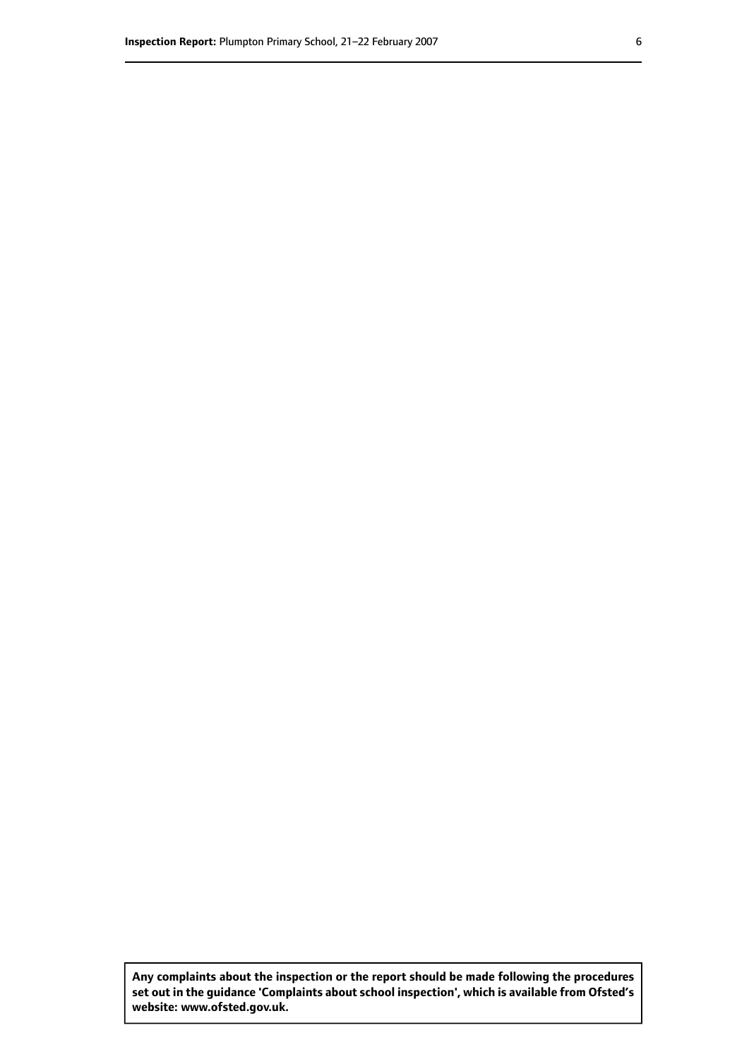**Any complaints about the inspection or the report should be made following the procedures set out in the guidance 'Complaints about school inspection', which is available from Ofsted's website: www.ofsted.gov.uk.**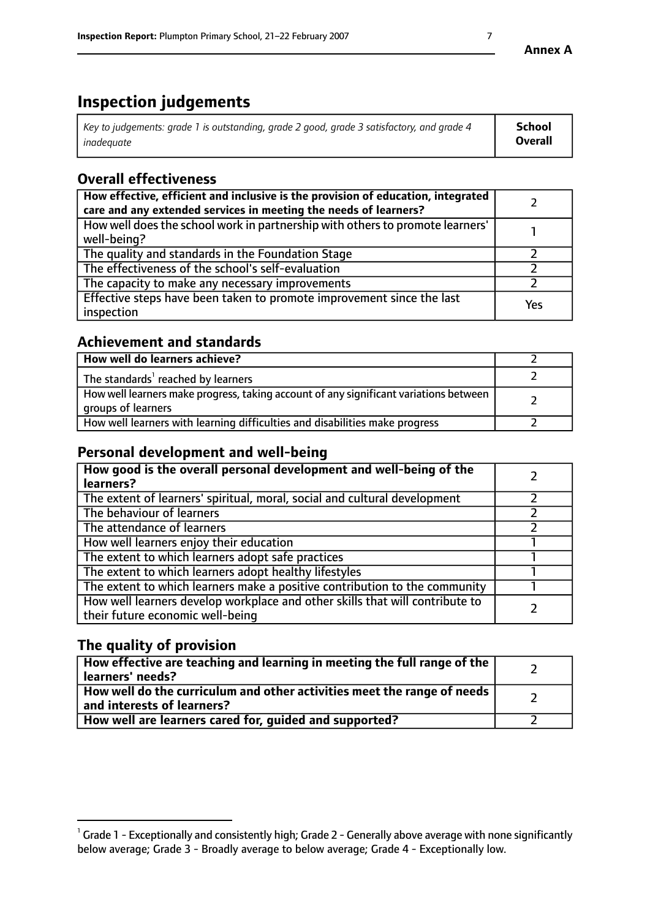**Annex A**

# Inspection judgements

| *Key to judgements: grade 1 is outstanding, grade 2 good, grade 3 satisfactory, and grade 4 inadequate* | **School Overall** |
|---|---|

## Overall effectiveness

| | |
|---|---|
| **How effective, efficient and inclusive is the provision of education, integrated care and any extended services in meeting the needs of learners?** | 2 |
| How well does the school work in partnership with others to promote learners' well-being? | 1 |
| The quality and standards in the Foundation Stage | 2 |
| The effectiveness of the school's self-evaluation | 2 |
| The capacity to make any necessary improvements | 2 |
| Effective steps have been taken to promote improvement since the last inspection | Yes |

## Achievement and standards

| | |
|---|---|
| **How well do learners achieve?** | 2 |
| The standards[1] reached by learners | 2 |
| How well learners make progress, taking account of any significant variations between groups of learners | 2 |
| How well learners with learning difficulties and disabilities make progress | 2 |

## Personal development and well-being

| | |
|---|---|
| **How good is the overall personal development and well-being of the learners?** | 2 |
| The extent of learners' spiritual, moral, social and cultural development | 2 |
| The behaviour of learners | 2 |
| The attendance of learners | 2 |
| How well learners enjoy their education | 1 |
| The extent to which learners adopt safe practices | 1 |
| The extent to which learners adopt healthy lifestyles | 1 |
| The extent to which learners make a positive contribution to the community | 1 |
| How well learners develop workplace and other skills that will contribute to their future economic well-being | 2 |

## The quality of provision

| | |
|---|---|
| **How effective are teaching and learning in meeting the full range of the learners' needs?** | 2 |
| **How well do the curriculum and other activities meet the range of needs and interests of learners?** | 2 |
| **How well are learners cared for, guided and supported?** | 2 |

[1] Grade 1 - Exceptionally and consistently high; Grade 2 - Generally above average with none significantly below average; Grade 3 - Broadly average to below average; Grade 4 - Exceptionally low.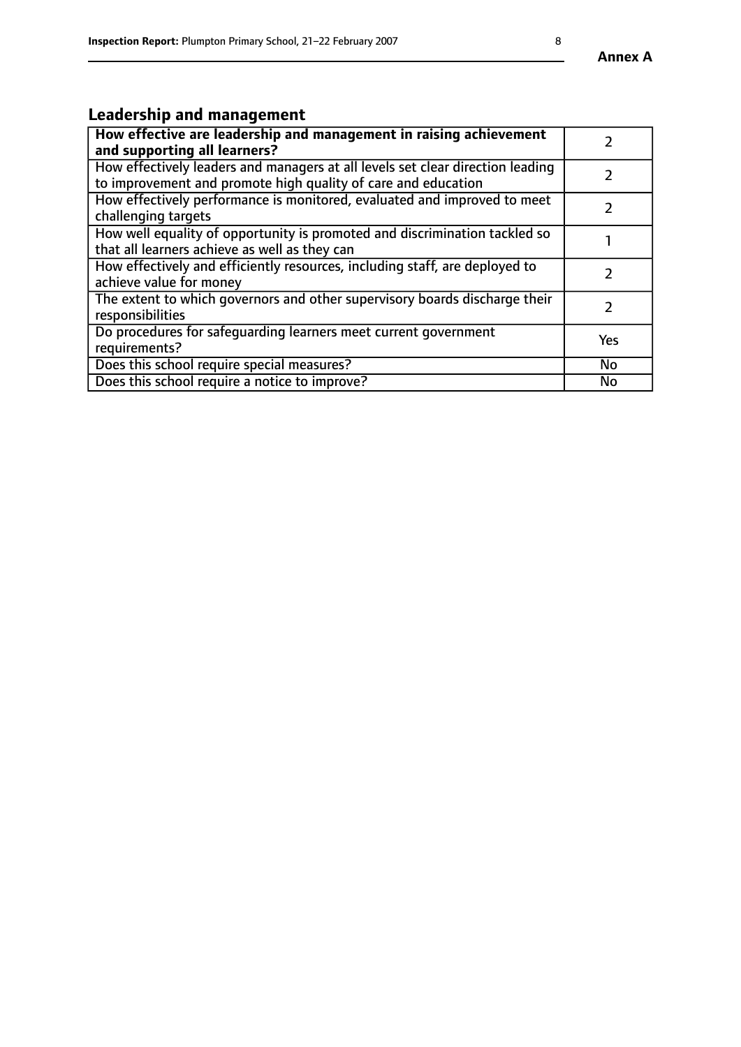## Leadership and management

| | |
|---|---|
| **How effective are leadership and management in raising achievement and supporting all learners?** | 2 |
| How effectively leaders and managers at all levels set clear direction leading to improvement and promote high quality of care and education | 2 |
| How effectively performance is monitored, evaluated and improved to meet challenging targets | 2 |
| How well equality of opportunity is promoted and discrimination tackled so that all learners achieve as well as they can | 1 |
| How effectively and efficiently resources, including staff, are deployed to achieve value for money | 2 |
| The extent to which governors and other supervisory boards discharge their responsibilities | 2 |
| Do procedures for safeguarding learners meet current government requirements? | Yes |
| Does this school require special measures? | No |
| Does this school require a notice to improve? | No |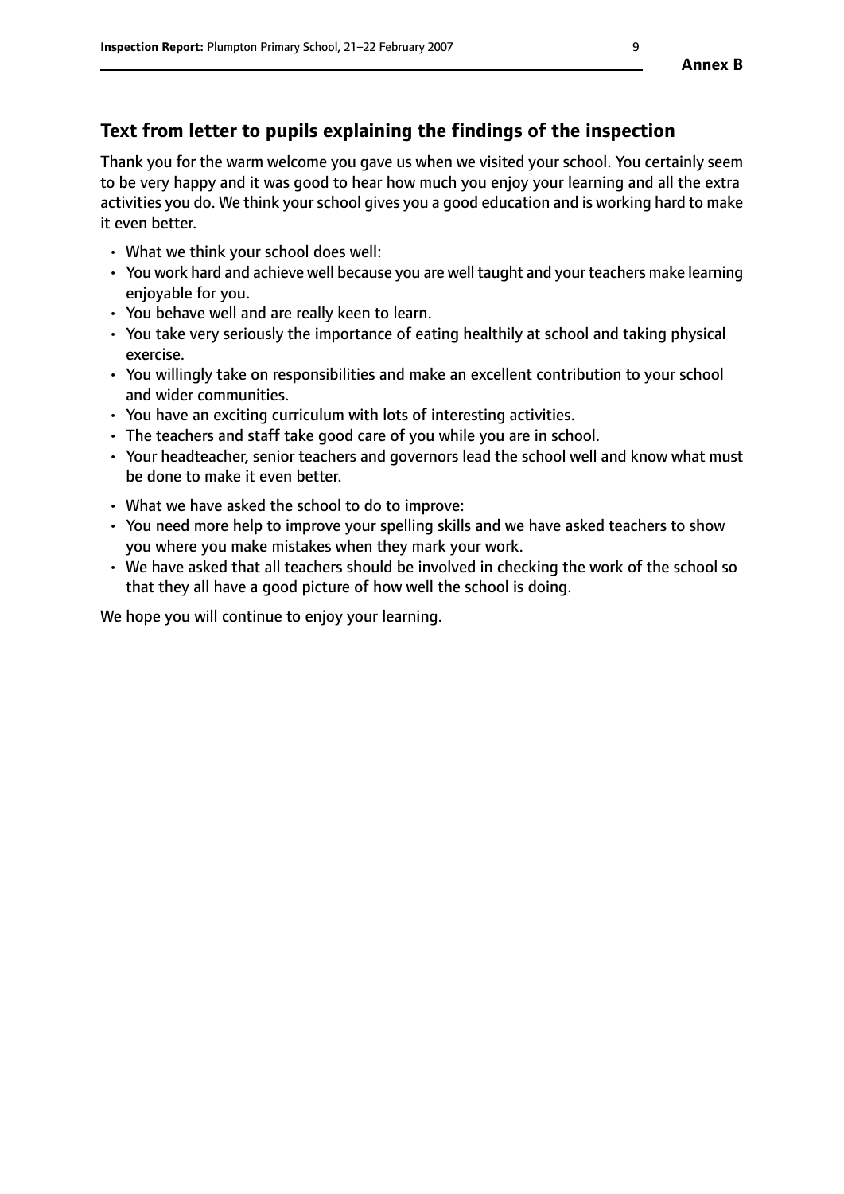## Text from letter to pupils explaining the findings of the inspection

Thank you for the warm welcome you gave us when we visited your school. You certainly seem to be very happy and it was good to hear how much you enjoy your learning and all the extra activities you do. We think your school gives you a good education and is working hard to make it even better.

- What we think your school does well:
- You work hard and achieve well because you are well taught and your teachers make learning enjoyable for you.
- You behave well and are really keen to learn.
- You take very seriously the importance of eating healthily at school and taking physical exercise.
- You willingly take on responsibilities and make an excellent contribution to your school and wider communities.
- You have an exciting curriculum with lots of interesting activities.
- The teachers and staff take good care of you while you are in school.
- Your headteacher, senior teachers and governors lead the school well and know what must be done to make it even better.

- What we have asked the school to do to improve:
- You need more help to improve your spelling skills and we have asked teachers to show you where you make mistakes when they mark your work.
- We have asked that all teachers should be involved in checking the work of the school so that they all have a good picture of how well the school is doing.

We hope you will continue to enjoy your learning.